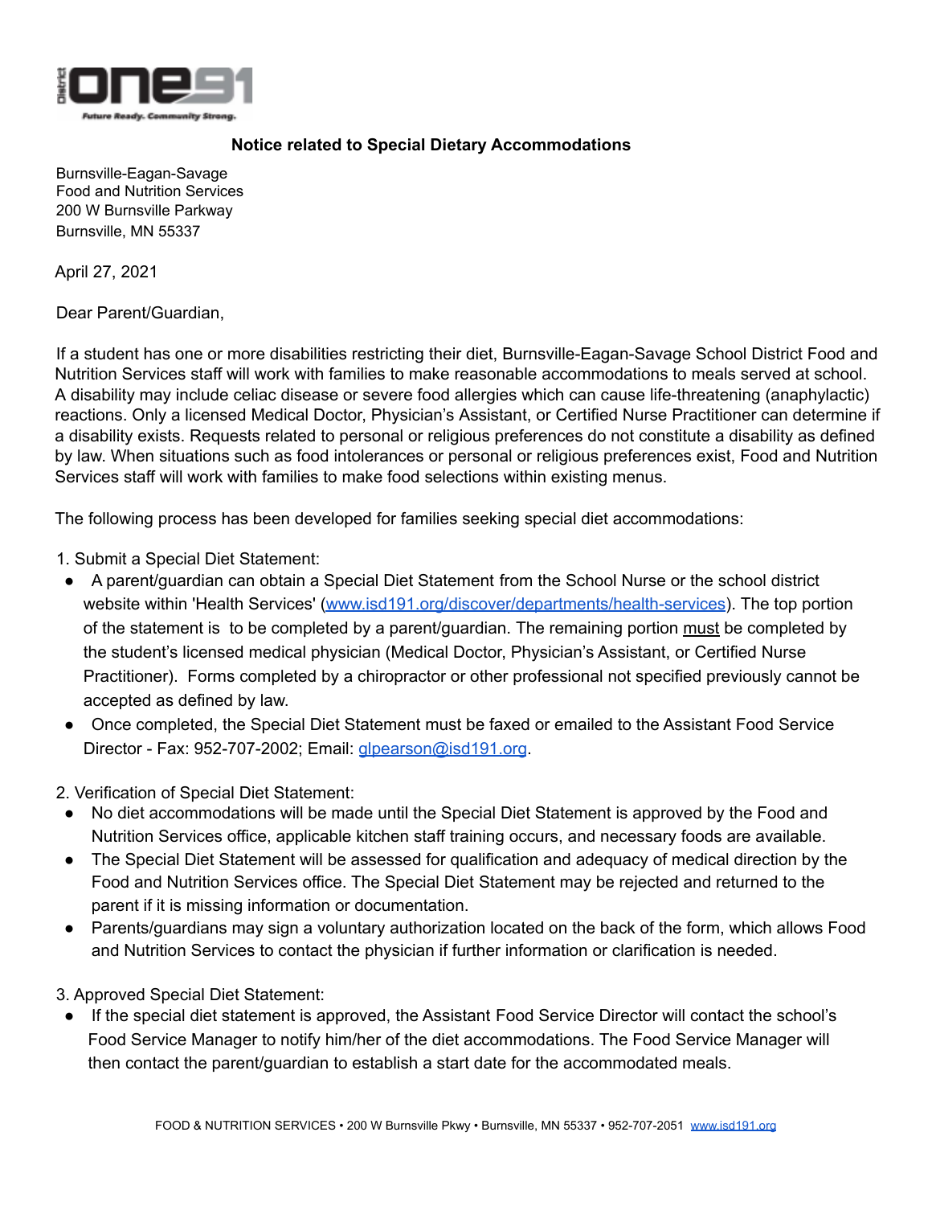## Notice related to Special Dietary Accommodations

Burnsville-Eagan-Savage
Food and Nutrition Services
200 W Burnsville Parkway
Burnsville, MN 55337

April 27, 2021

Dear Parent/Guardian,

If a student has one or more disabilities restricting their diet, Burnsville-Eagan-Savage School District Food and Nutrition Services staff will work with families to make reasonable accommodations to meals served at school. A disability may include celiac disease or severe food allergies which can cause life-threatening (anaphylactic) reactions. Only a licensed Medical Doctor, Physician's Assistant, or Certified Nurse Practitioner can determine if a disability exists. Requests related to personal or religious preferences do not constitute a disability as defined by law. When situations such as food intolerances or personal or religious preferences exist, Food and Nutrition Services staff will work with families to make food selections within existing menus.

The following process has been developed for families seeking special diet accommodations:

1. Submit a Special Diet Statement:
   - A parent/guardian can obtain a Special Diet Statement from the School Nurse or the school district website within 'Health Services' (www.isd191.org/discover/departments/health-services). The top portion of the statement is to be completed by a parent/guardian. The remaining portion must be completed by the student's licensed medical physician (Medical Doctor, Physician's Assistant, or Certified Nurse Practitioner). Forms completed by a chiropractor or other professional not specified previously cannot be accepted as defined by law.
   - Once completed, the Special Diet Statement must be faxed or emailed to the Assistant Food Service Director - Fax: 952-707-2002; Email: glpearson@isd191.org.

2. Verification of Special Diet Statement:
   - No diet accommodations will be made until the Special Diet Statement is approved by the Food and Nutrition Services office, applicable kitchen staff training occurs, and necessary foods are available.
   - The Special Diet Statement will be assessed for qualification and adequacy of medical direction by the Food and Nutrition Services office. The Special Diet Statement may be rejected and returned to the parent if it is missing information or documentation.
   - Parents/guardians may sign a voluntary authorization located on the back of the form, which allows Food and Nutrition Services to contact the physician if further information or clarification is needed.

3. Approved Special Diet Statement:
   - If the special diet statement is approved, the Assistant Food Service Director will contact the school's Food Service Manager to notify him/her of the diet accommodations. The Food Service Manager will then contact the parent/guardian to establish a start date for the accommodated meals.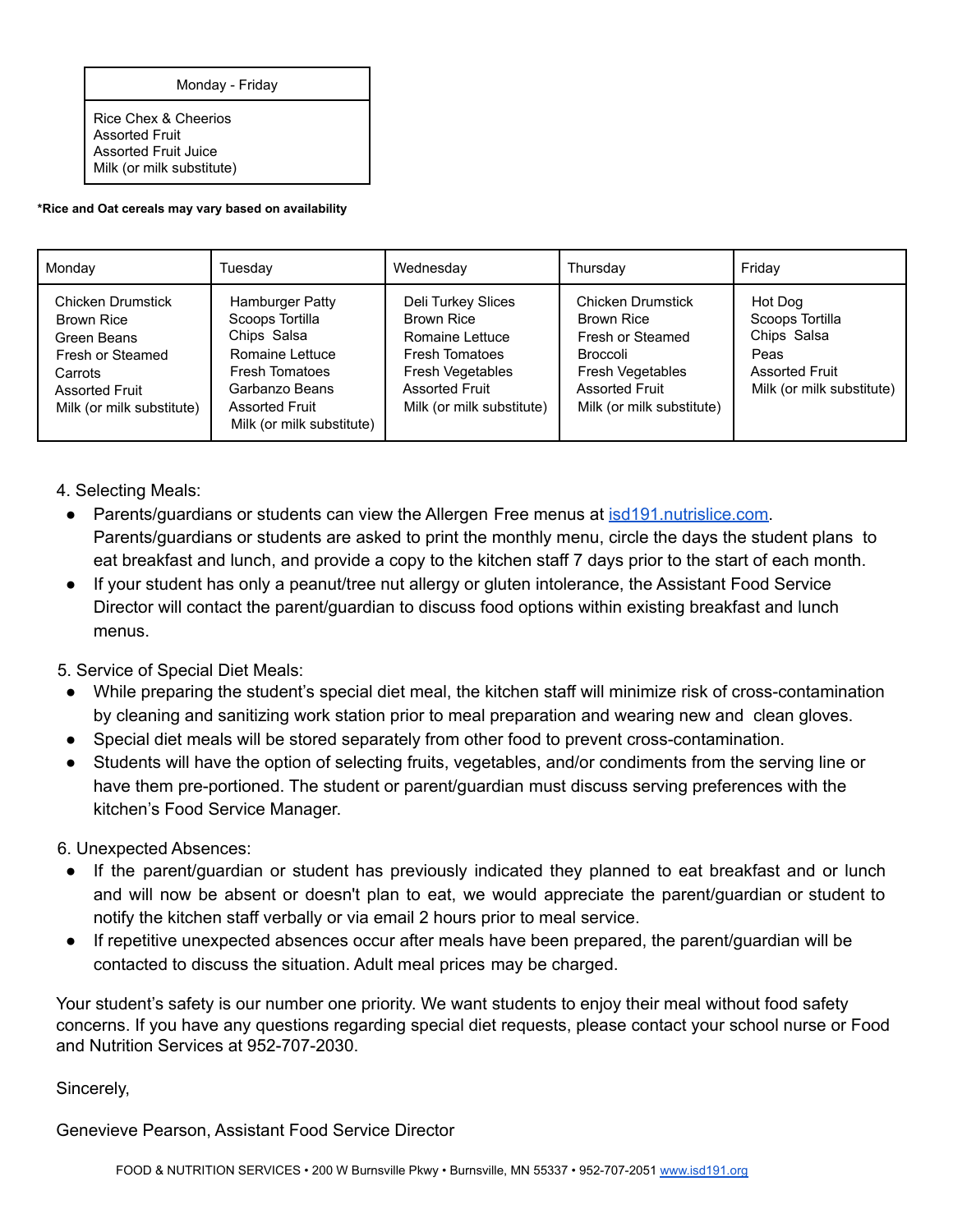| Monday - Friday |
| --- |
| Rice Chex & Cheerios<br>Assorted Fruit<br>Assorted Fruit Juice<br>Milk (or milk substitute) |

**\*Rice and Oat cereals may vary based on availability**

| Monday | Tuesday | Wednesday | Thursday | Friday |
| --- | --- | --- | --- | --- |
| Chicken Drumstick<br>Brown Rice<br>Green Beans<br>Fresh or Steamed Carrots<br>Assorted Fruit<br>Milk (or milk substitute) | Hamburger Patty<br>Scoops Tortilla Chips Salsa<br>Romaine Lettuce<br>Fresh Tomatoes<br>Garbanzo Beans<br>Assorted Fruit<br>Milk (or milk substitute) | Deli Turkey Slices<br>Brown Rice<br>Romaine Lettuce<br>Fresh Tomatoes<br>Fresh Vegetables<br>Assorted Fruit<br>Milk (or milk substitute) | Chicken Drumstick<br>Brown Rice<br>Fresh or Steamed Broccoli<br>Fresh Vegetables<br>Assorted Fruit<br>Milk (or milk substitute) | Hot Dog<br>Scoops Tortilla Chips Salsa<br>Peas<br>Assorted Fruit<br>Milk (or milk substitute) |

4. Selecting Meals:

- Parents/guardians or students can view the Allergen Free menus at isd191.nutrislice.com. Parents/guardians or students are asked to print the monthly menu, circle the days the student plans to eat breakfast and lunch, and provide a copy to the kitchen staff 7 days prior to the start of each month.
- If your student has only a peanut/tree nut allergy or gluten intolerance, the Assistant Food Service Director will contact the parent/guardian to discuss food options within existing breakfast and lunch menus.

5. Service of Special Diet Meals:

- While preparing the student's special diet meal, the kitchen staff will minimize risk of cross-contamination by cleaning and sanitizing work station prior to meal preparation and wearing new and clean gloves.
- Special diet meals will be stored separately from other food to prevent cross-contamination.
- Students will have the option of selecting fruits, vegetables, and/or condiments from the serving line or have them pre-portioned. The student or parent/guardian must discuss serving preferences with the kitchen's Food Service Manager.

6. Unexpected Absences:

- If the parent/guardian or student has previously indicated they planned to eat breakfast and or lunch and will now be absent or doesn't plan to eat, we would appreciate the parent/guardian or student to notify the kitchen staff verbally or via email 2 hours prior to meal service.
- If repetitive unexpected absences occur after meals have been prepared, the parent/guardian will be contacted to discuss the situation. Adult meal prices may be charged.

Your student's safety is our number one priority. We want students to enjoy their meal without food safety concerns. If you have any questions regarding special diet requests, please contact your school nurse or Food and Nutrition Services at 952-707-2030.

Sincerely,

Genevieve Pearson, Assistant Food Service Director

FOOD & NUTRITION SERVICES • 200 W Burnsville Pkwy • Burnsville, MN 55337 • 952-707-2051 www.isd191.org